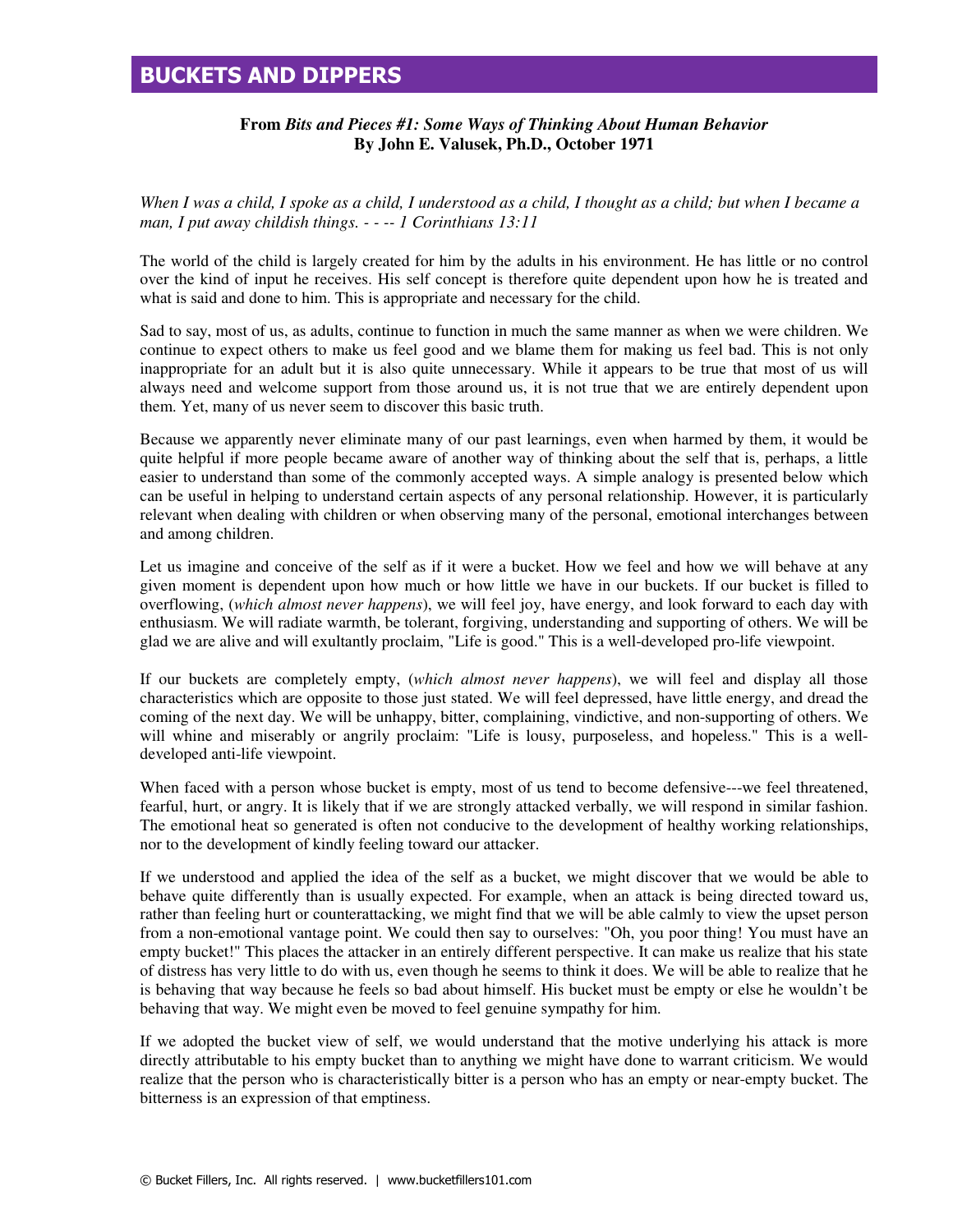# BUCKETS AND DIPPERS

**From *Bits and Pieces #1: Some Ways of Thinking About Human Behavior***
**By John E. Valusek, Ph.D., October 1971**

*When I was a child, I spoke as a child, I understood as a child, I thought as a child; but when I became a man, I put away childish things. - - -- 1 Corinthians 13:11*

The world of the child is largely created for him by the adults in his environment. He has little or no control over the kind of input he receives. His self concept is therefore quite dependent upon how he is treated and what is said and done to him. This is appropriate and necessary for the child.

Sad to say, most of us, as adults, continue to function in much the same manner as when we were children. We continue to expect others to make us feel good and we blame them for making us feel bad. This is not only inappropriate for an adult but it is also quite unnecessary. While it appears to be true that most of us will always need and welcome support from those around us, it is not true that we are entirely dependent upon them. Yet, many of us never seem to discover this basic truth.

Because we apparently never eliminate many of our past learnings, even when harmed by them, it would be quite helpful if more people became aware of another way of thinking about the self that is, perhaps, a little easier to understand than some of the commonly accepted ways. A simple analogy is presented below which can be useful in helping to understand certain aspects of any personal relationship. However, it is particularly relevant when dealing with children or when observing many of the personal, emotional interchanges between and among children.

Let us imagine and conceive of the self as if it were a bucket. How we feel and how we will behave at any given moment is dependent upon how much or how little we have in our buckets. If our bucket is filled to overflowing, (*which almost never happens*), we will feel joy, have energy, and look forward to each day with enthusiasm. We will radiate warmth, be tolerant, forgiving, understanding and supporting of others. We will be glad we are alive and will exultantly proclaim, "Life is good." This is a well-developed pro-life viewpoint.

If our buckets are completely empty, (*which almost never happens*), we will feel and display all those characteristics which are opposite to those just stated. We will feel depressed, have little energy, and dread the coming of the next day. We will be unhappy, bitter, complaining, vindictive, and non-supporting of others. We will whine and miserably or angrily proclaim: "Life is lousy, purposeless, and hopeless." This is a well-developed anti-life viewpoint.

When faced with a person whose bucket is empty, most of us tend to become defensive---we feel threatened, fearful, hurt, or angry. It is likely that if we are strongly attacked verbally, we will respond in similar fashion. The emotional heat so generated is often not conducive to the development of healthy working relationships, nor to the development of kindly feeling toward our attacker.

If we understood and applied the idea of the self as a bucket, we might discover that we would be able to behave quite differently than is usually expected. For example, when an attack is being directed toward us, rather than feeling hurt or counterattacking, we might find that we will be able calmly to view the upset person from a non-emotional vantage point. We could then say to ourselves: "Oh, you poor thing! You must have an empty bucket!" This places the attacker in an entirely different perspective. It can make us realize that his state of distress has very little to do with us, even though he seems to think it does. We will be able to realize that he is behaving that way because he feels so bad about himself. His bucket must be empty or else he wouldn't be behaving that way. We might even be moved to feel genuine sympathy for him.

If we adopted the bucket view of self, we would understand that the motive underlying his attack is more directly attributable to his empty bucket than to anything we might have done to warrant criticism. We would realize that the person who is characteristically bitter is a person who has an empty or near-empty bucket. The bitterness is an expression of that emptiness.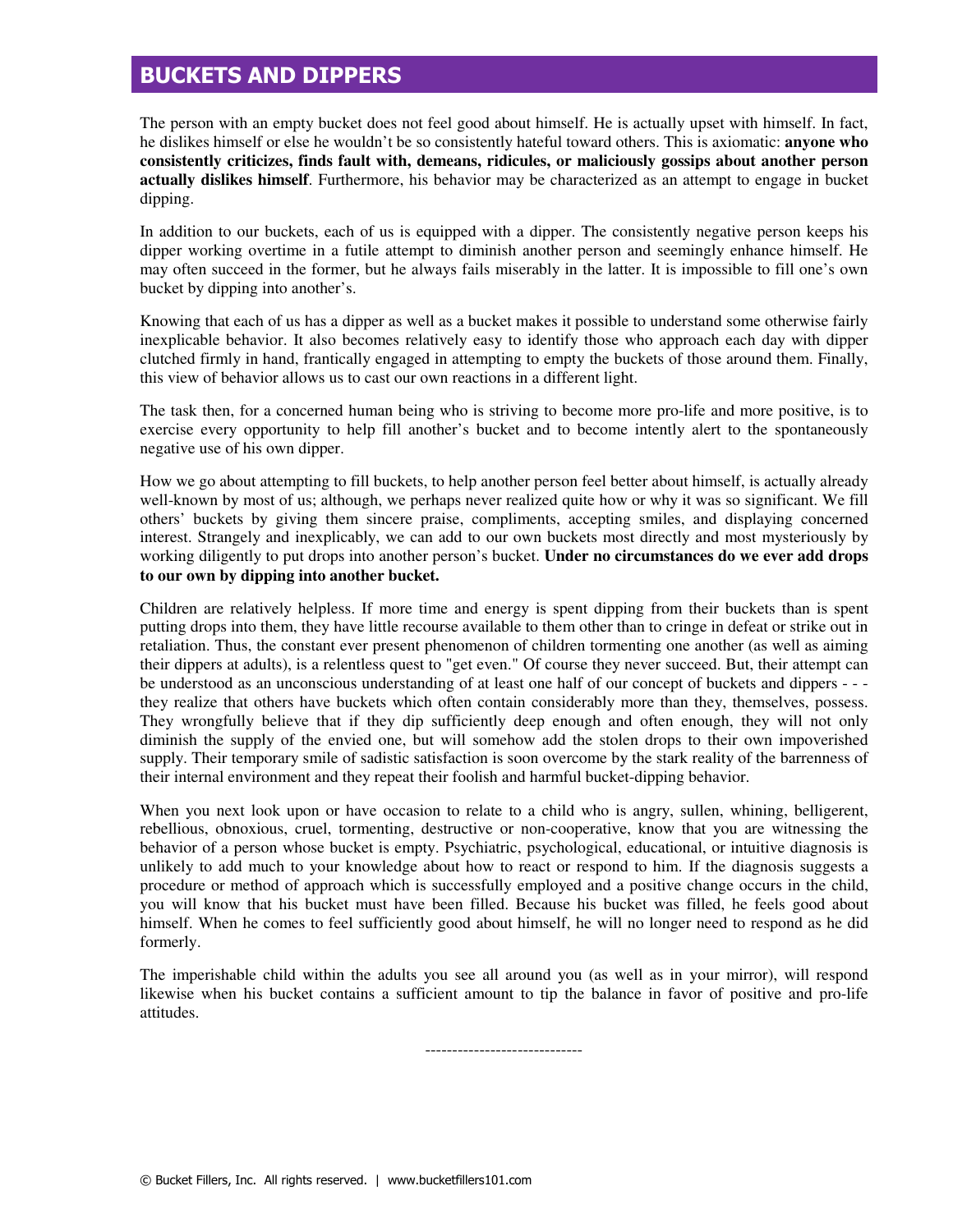## BUCKETS AND DIPPERS

The person with an empty bucket does not feel good about himself. He is actually upset with himself. In fact, he dislikes himself or else he wouldn't be so consistently hateful toward others. This is axiomatic: **anyone who consistently criticizes, finds fault with, demeans, ridicules, or maliciously gossips about another person actually dislikes himself**. Furthermore, his behavior may be characterized as an attempt to engage in bucket dipping.

In addition to our buckets, each of us is equipped with a dipper. The consistently negative person keeps his dipper working overtime in a futile attempt to diminish another person and seemingly enhance himself. He may often succeed in the former, but he always fails miserably in the latter. It is impossible to fill one's own bucket by dipping into another's.

Knowing that each of us has a dipper as well as a bucket makes it possible to understand some otherwise fairly inexplicable behavior. It also becomes relatively easy to identify those who approach each day with dipper clutched firmly in hand, frantically engaged in attempting to empty the buckets of those around them. Finally, this view of behavior allows us to cast our own reactions in a different light.

The task then, for a concerned human being who is striving to become more pro-life and more positive, is to exercise every opportunity to help fill another's bucket and to become intently alert to the spontaneously negative use of his own dipper.

How we go about attempting to fill buckets, to help another person feel better about himself, is actually already well-known by most of us; although, we perhaps never realized quite how or why it was so significant. We fill others' buckets by giving them sincere praise, compliments, accepting smiles, and displaying concerned interest. Strangely and inexplicably, we can add to our own buckets most directly and most mysteriously by working diligently to put drops into another person's bucket. **Under no circumstances do we ever add drops to our own by dipping into another bucket.**

Children are relatively helpless. If more time and energy is spent dipping from their buckets than is spent putting drops into them, they have little recourse available to them other than to cringe in defeat or strike out in retaliation. Thus, the constant ever present phenomenon of children tormenting one another (as well as aiming their dippers at adults), is a relentless quest to "get even." Of course they never succeed. But, their attempt can be understood as an unconscious understanding of at least one half of our concept of buckets and dippers - - - they realize that others have buckets which often contain considerably more than they, themselves, possess. They wrongfully believe that if they dip sufficiently deep enough and often enough, they will not only diminish the supply of the envied one, but will somehow add the stolen drops to their own impoverished supply. Their temporary smile of sadistic satisfaction is soon overcome by the stark reality of the barrenness of their internal environment and they repeat their foolish and harmful bucket-dipping behavior.

When you next look upon or have occasion to relate to a child who is angry, sullen, whining, belligerent, rebellious, obnoxious, cruel, tormenting, destructive or non-cooperative, know that you are witnessing the behavior of a person whose bucket is empty. Psychiatric, psychological, educational, or intuitive diagnosis is unlikely to add much to your knowledge about how to react or respond to him. If the diagnosis suggests a procedure or method of approach which is successfully employed and a positive change occurs in the child, you will know that his bucket must have been filled. Because his bucket was filled, he feels good about himself. When he comes to feel sufficiently good about himself, he will no longer need to respond as he did formerly.

The imperishable child within the adults you see all around you (as well as in your mirror), will respond likewise when his bucket contains a sufficient amount to tip the balance in favor of positive and pro-life attitudes.

-----------------------------

© Bucket Fillers, Inc. All rights reserved. | www.bucketfillers101.com